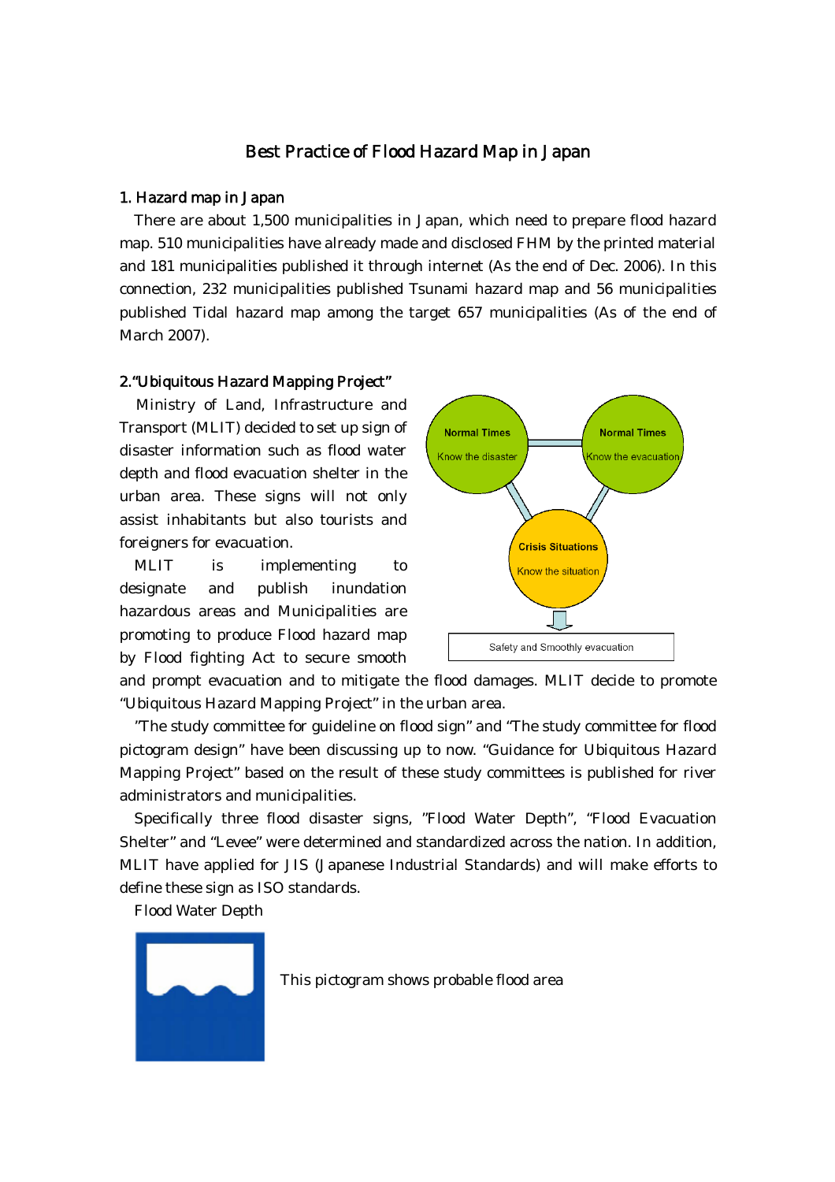# Best Practice of Flood Hazard Map in Japan

## 1. Hazard map in Japan

There are about 1,500 municipalities in Japan, which need to prepare flood hazard map. 510 municipalities have already made and disclosed FHM by the printed material and 181 municipalities published it through internet (As the end of Dec. 2006). In this connection, 232 municipalities published Tsunami hazard map and 56 municipalities published Tidal hazard map among the target 657 municipalities (As of the end of March 2007).

## 2."Ubiquitous Hazard Mapping Project"

Ministry of Land, Infrastructure and Transport (MLIT) decided to set up sign of disaster information such as flood water depth and flood evacuation shelter in the urban area. These signs will not only assist inhabitants but also tourists and foreigners for evacuation.

MLIT is implementing to designate and publish inundation hazardous areas and Municipalities are promoting to produce Flood hazard map by Flood fighting Act to secure smooth and prompt evacuation and to mitigate the flood damages. MLIT decide to promote "Ubiquitous Hazard Mapping Project" in the urban area.

Normal Times
Know the disaster

Normal Times
Know the evacuation

Crisis Situations
Know the situation

Safety and Smoothly evacuation

"The study committee for guideline on flood sign" and "The study committee for flood pictogram design" have been discussing up to now. "Guidance for Ubiquitous Hazard Mapping Project" based on the result of these study committees is published for river administrators and municipalities.

Specifically three flood disaster signs, "Flood Water Depth", "Flood Evacuation Shelter" and "Levee" were determined and standardized across the nation. In addition, MLIT have applied for JIS (Japanese Industrial Standards) and will make efforts to define these sign as ISO standards.

Flood Water Depth

This pictogram shows probable flood area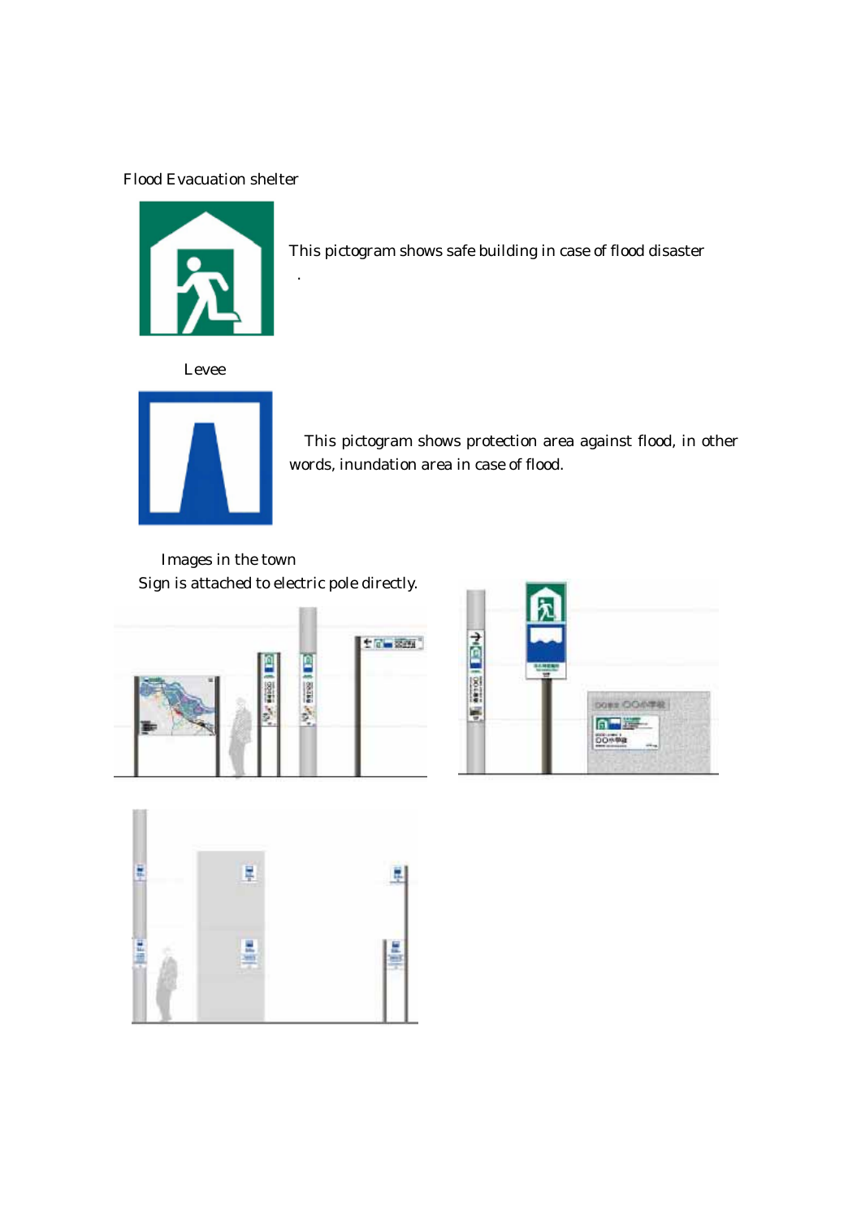Flood Evacuation shelter

This pictogram shows safe building in case of flood disaster

.

Levee

This pictogram shows protection area against flood, in other words, inundation area in case of flood.

Images in the town

Sign is attached to electric pole directly.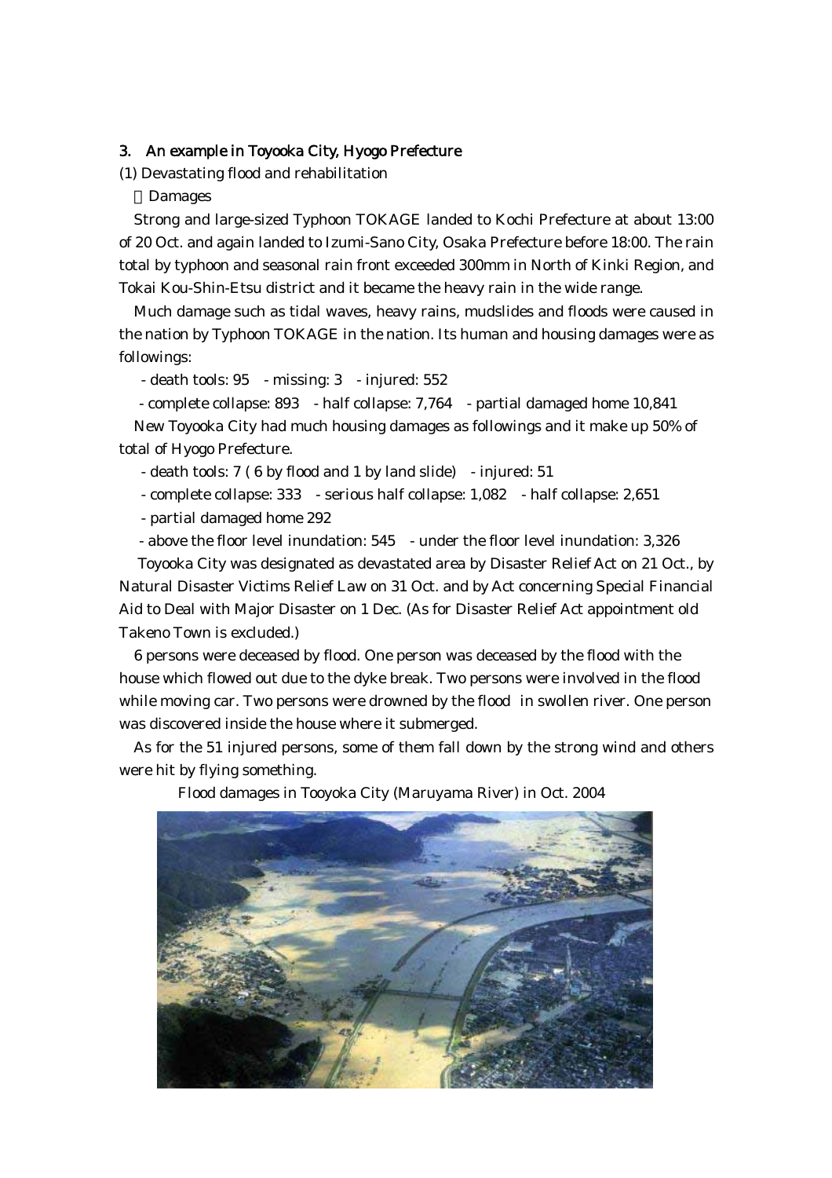## 3. An example in Toyooka City, Hyogo Prefecture

(1) Devastating flood and rehabilitation

Damages

Strong and large-sized Typhoon TOKAGE landed to Kochi Prefecture at about 13:00 of 20 Oct. and again landed to Izumi-Sano City, Osaka Prefecture before 18:00. The rain total by typhoon and seasonal rain front exceeded 300mm in North of Kinki Region, and Tokai Kou-Shin-Etsu district and it became the heavy rain in the wide range.

Much damage such as tidal waves, heavy rains, mudslides and floods were caused in the nation by Typhoon TOKAGE in the nation. Its human and housing damages were as followings:

- death tools: 95 - missing: 3 - injured: 552
- complete collapse: 893 - half collapse: 7,764 - partial damaged home 10,841

New Toyooka City had much housing damages as followings and it make up 50% of total of Hyogo Prefecture.

- death tools: 7 ( 6 by flood and 1 by land slide) - injured: 51
- complete collapse: 333 - serious half collapse: 1,082 - half collapse: 2,651
- partial damaged home 292
- above the floor level inundation: 545 - under the floor level inundation: 3,326

Toyooka City was designated as devastated area by Disaster Relief Act on 21 Oct., by Natural Disaster Victims Relief Law on 31 Oct. and by Act concerning Special Financial Aid to Deal with Major Disaster on 1 Dec. (As for Disaster Relief Act appointment old Takeno Town is excluded.)

6 persons were deceased by flood. One person was deceased by the flood with the house which flowed out due to the dyke break. Two persons were involved in the flood while moving car. Two persons were drowned by the flood in swollen river. One person was discovered inside the house where it submerged.

As for the 51 injured persons, some of them fall down by the strong wind and others were hit by flying something.

Flood damages in Tooyoka City (Maruyama River) in Oct. 2004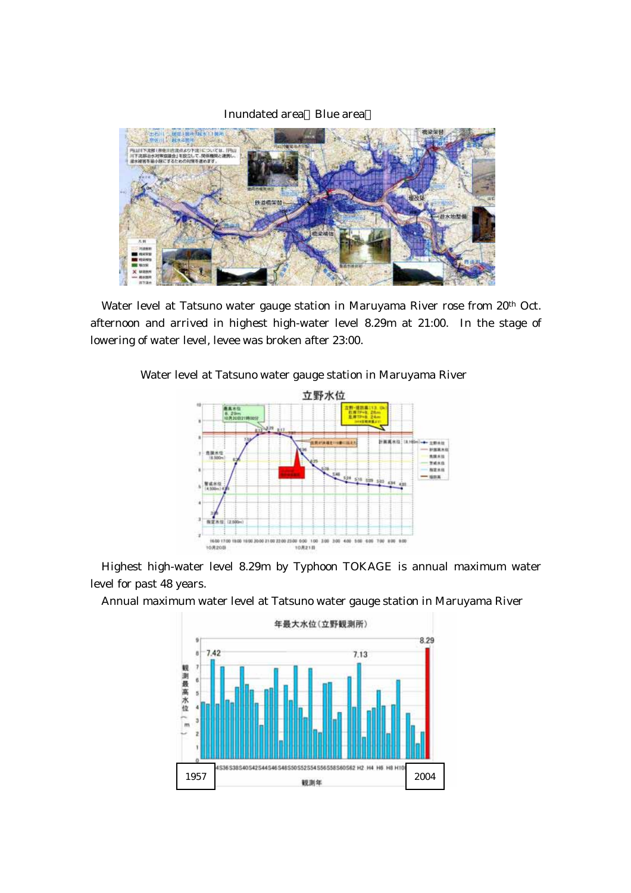Inundated area（Blue area）

Water level at Tatsuno water gauge station in Maruyama River rose from 20th Oct. afternoon and arrived in highest high-water level 8.29m at 21:00. In the stage of lowering of water level, levee was broken after 23:00.

Water level at Tatsuno water gauge station in Maruyama River

Highest high-water level 8.29m by Typhoon TOKAGE is annual maximum water level for past 48 years.

Annual maximum water level at Tatsuno water gauge station in Maruyama River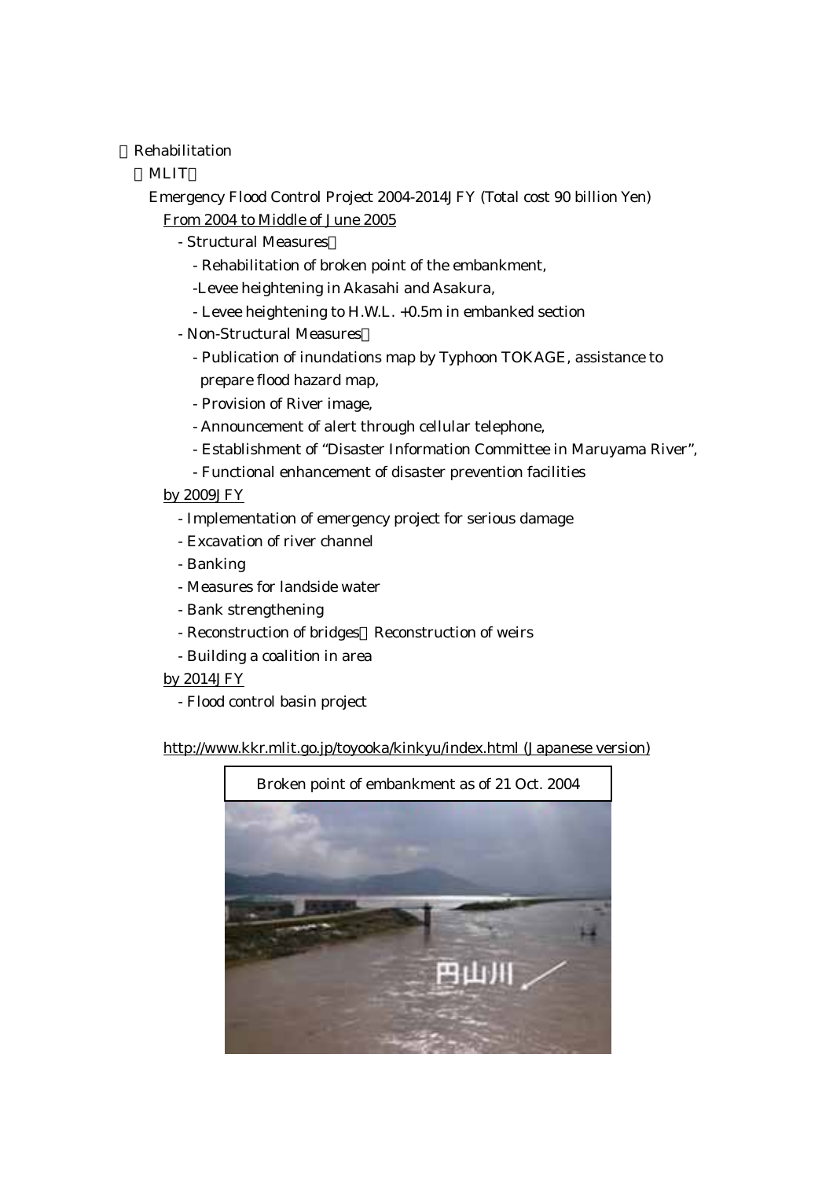Rehabilitation

MLIT

Emergency Flood Control Project 2004-2014JFY (Total cost 90 billion Yen)

From 2004 to Middle of June 2005

- Structural Measures
  - Rehabilitation of broken point of the embankment,
  - Levee heightening in Akasahi and Asakura,
  - Levee heightening to H.W.L. +0.5m in embanked section
- Non-Structural Measures
  - Publication of inundations map by Typhoon TOKAGE, assistance to prepare flood hazard map,
  - Provision of River image,
  - Announcement of alert through cellular telephone,
  - Establishment of "Disaster Information Committee in Maruyama River",
  - Functional enhancement of disaster prevention facilities

by 2009JFY

- Implementation of emergency project for serious damage
- Excavation of river channel
- Banking
- Measures for landside water
- Bank strengthening
- Reconstruction of bridges Reconstruction of weirs
- Building a coalition in area

by 2014JFY

- Flood control basin project

http://www.kkr.mlit.go.jp/toyooka/kinkyu/index.html (Japanese version)

Broken point of embankment as of 21 Oct. 2004

円山川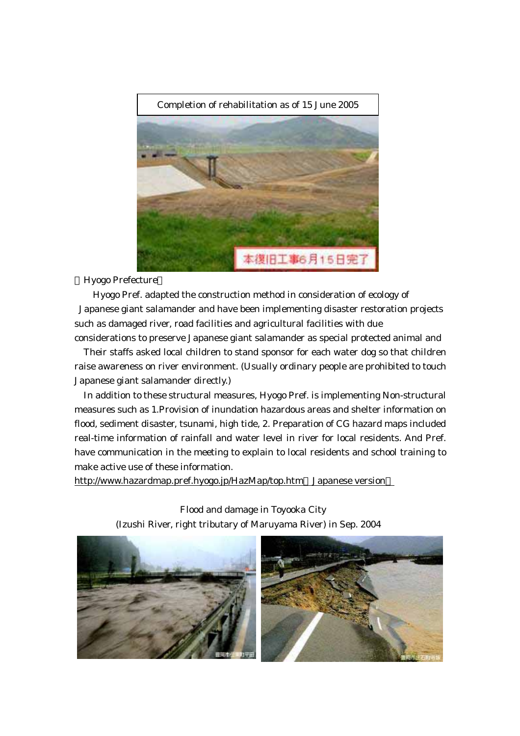Completion of rehabilitation as of 15 June 2005

【Hyogo Prefecture】

Hyogo Pref. adapted the construction method in consideration of ecology of Japanese giant salamander and have been implementing disaster restoration projects such as damaged river, road facilities and agricultural facilities with due considerations to preserve Japanese giant salamander as special protected animal and

Their staffs asked local children to stand sponsor for each water dog so that children raise awareness on river environment. (Usually ordinary people are prohibited to touch Japanese giant salamander directly.)

In addition to these structural measures, Hyogo Pref. is implementing Non-structural measures such as 1.Provision of inundation hazardous areas and shelter information on flood, sediment disaster, tsunami, high tide, 2. Preparation of CG hazard maps included real-time information of rainfall and water level in river for local residents. And Pref. have communication in the meeting to explain to local residents and school training to make active use of these information.

http://www.hazardmap.pref.hyogo.jp/HazMap/top.htm（Japanese version）

Flood and damage in Toyooka City
(Izushi River, right tributary of Maruyama River) in Sep. 2004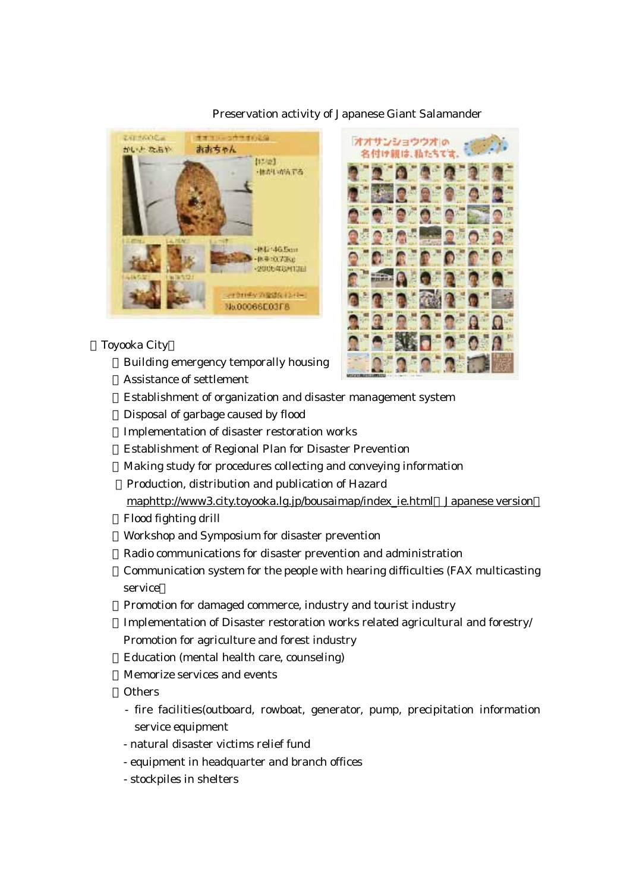Preservation activity of Japanese Giant Salamander

Toyooka City

- Building emergency temporally housing
- Assistance of settlement
- Establishment of organization and disaster management system
- Disposal of garbage caused by flood
- Implementation of disaster restoration works
- Establishment of Regional Plan for Disaster Prevention
- Making study for procedures collecting and conveying information
- Production, distribution and publication of Hazard maphttp://www3.city.toyooka.lg.jp/bousaimap/index_ie.html Japanese version
- Flood fighting drill
- Workshop and Symposium for disaster prevention
- Radio communications for disaster prevention and administration
- Communication system for the people with hearing difficulties (FAX multicasting service
- Promotion for damaged commerce, industry and tourist industry
- Implementation of Disaster restoration works related agricultural and forestry/ Promotion for agriculture and forest industry
- Education (mental health care, counseling)
- Memorize services and events
- Others
  - fire facilities(outboard, rowboat, generator, pump, precipitation information service equipment
  - natural disaster victims relief fund
  - equipment in headquarter and branch offices
  - stockpiles in shelters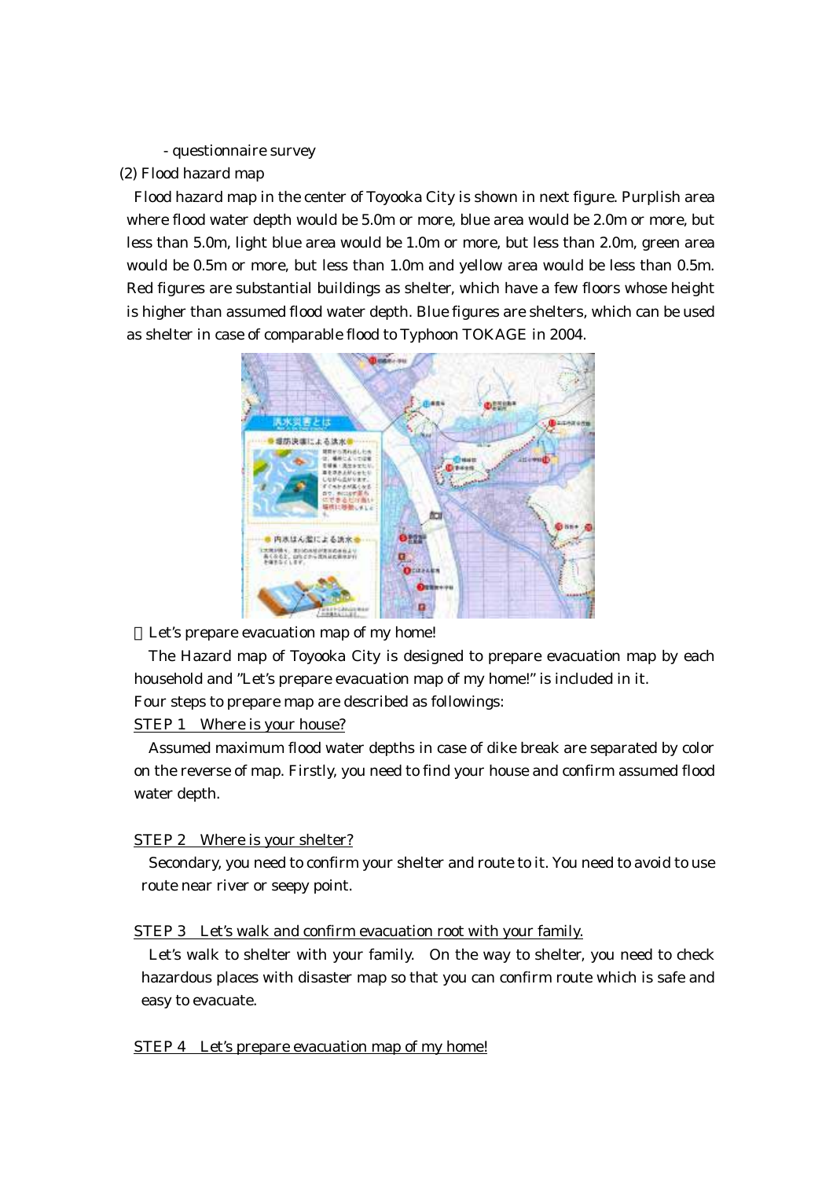- questionnaire survey

(2) Flood hazard map

Flood hazard map in the center of Toyooka City is shown in next figure. Purplish area where flood water depth would be 5.0m or more, blue area would be 2.0m or more, but less than 5.0m, light blue area would be 1.0m or more, but less than 2.0m, green area would be 0.5m or more, but less than 1.0m and yellow area would be less than 0.5m. Red figures are substantial buildings as shelter, which have a few floors whose height is higher than assumed flood water depth. Blue figures are shelters, which can be used as shelter in case of comparable flood to Typhoon TOKAGE in 2004.

Let's prepare evacuation map of my home!

The Hazard map of Toyooka City is designed to prepare evacuation map by each household and "Let's prepare evacuation map of my home!" is included in it.

Four steps to prepare map are described as followings:

STEP 1 Where is your house?

Assumed maximum flood water depths in case of dike break are separated by color on the reverse of map. Firstly, you need to find your house and confirm assumed flood water depth.

STEP 2 Where is your shelter?

Secondary, you need to confirm your shelter and route to it. You need to avoid to use route near river or seepy point.

STEP 3 Let's walk and confirm evacuation root with your family.

Let's walk to shelter with your family. On the way to shelter, you need to check hazardous places with disaster map so that you can confirm route which is safe and easy to evacuate.

STEP 4 Let's prepare evacuation map of my home!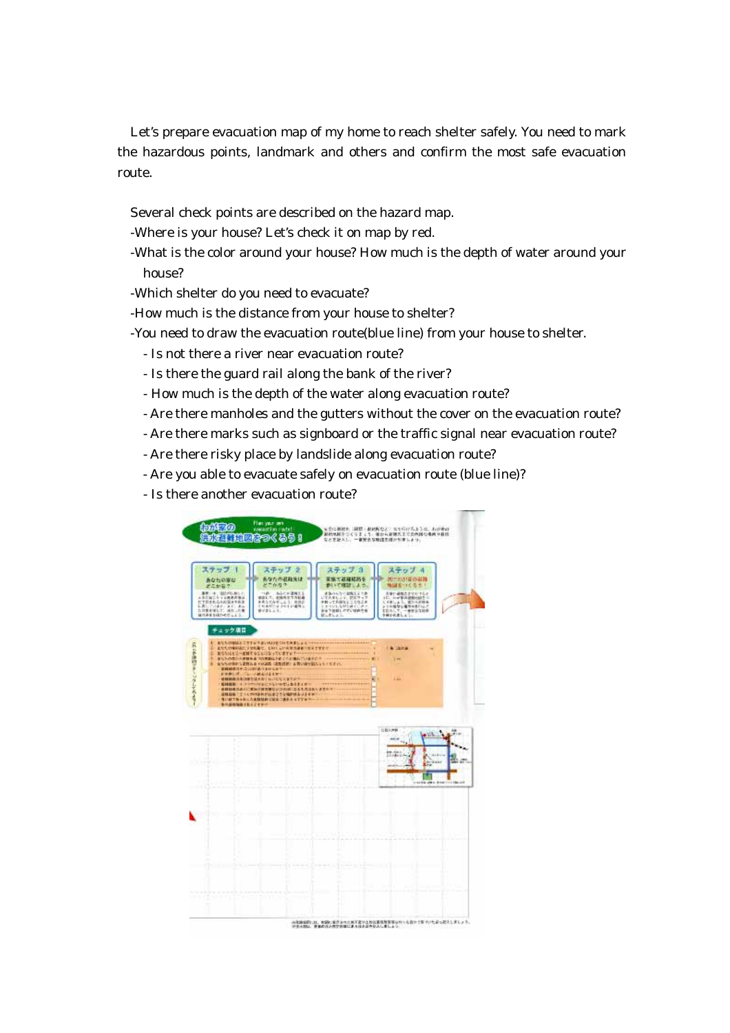Let's prepare evacuation map of my home to reach shelter safely. You need to mark the hazardous points, landmark and others and confirm the most safe evacuation route.

Several check points are described on the hazard map.

- Where is your house? Let's check it on map by red.
- What is the color around your house? How much is the depth of water around your house?
- Which shelter do you need to evacuate?
- How much is the distance from your house to shelter?
- You need to draw the evacuation route(blue line) from your house to shelter.
  - Is not there a river near evacuation route?
  - Is there the guard rail along the bank of the river?
  - How much is the depth of the water along evacuation route?
  - Are there manholes and the gutters without the cover on the evacuation route?
  - Are there marks such as signboard or the traffic signal near evacuation route?
  - Are there risky place by landslide along evacuation route?
  - Are you able to evacuate safely on evacuation route (blue line)?
  - Is there another evacuation route?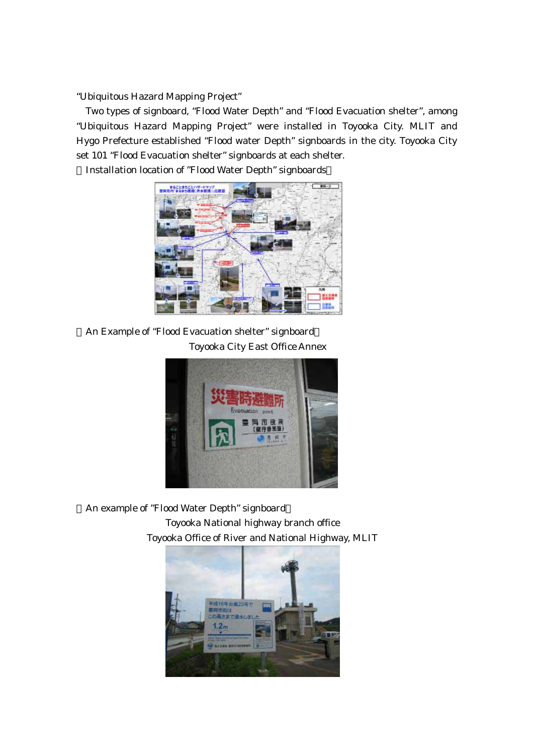"Ubiquitous Hazard Mapping Project"

Two types of signboard, "Flood Water Depth" and "Flood Evacuation shelter", among "Ubiquitous Hazard Mapping Project" were installed in Toyooka City. MLIT and Hygo Prefecture established "Flood water Depth" signboards in the city. Toyooka City set 101 "Flood Evacuation shelter" signboards at each shelter.

【Installation location of "Flood Water Depth" signboards】

【An Example of "Flood Evacuation shelter" signboard】

Toyooka City East Office Annex

【An example of "Flood Water Depth" signboard】

Toyooka National highway branch office

Toyooka Office of River and National Highway, MLIT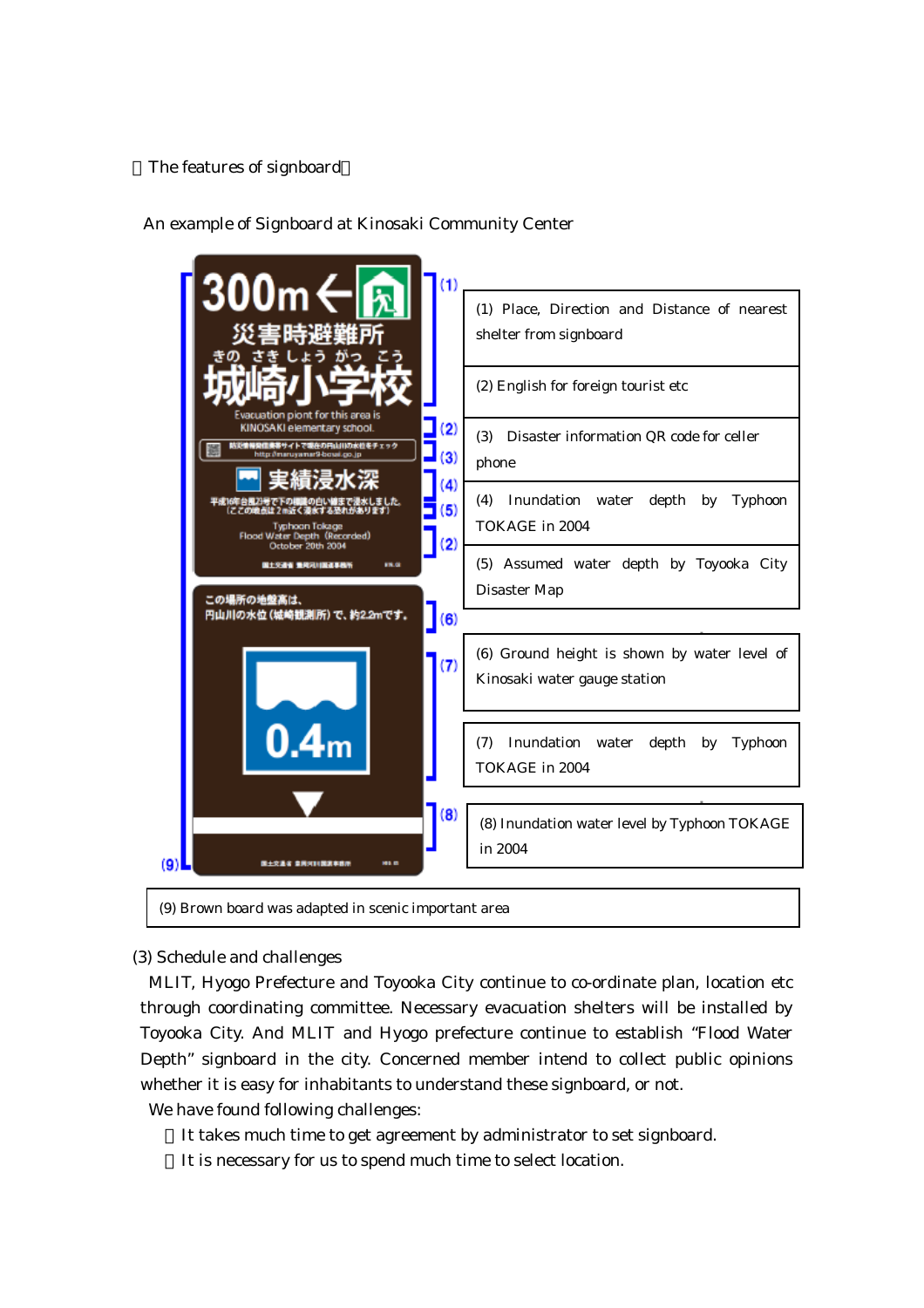【The features of signboard】

An example of Signboard at Kinosaki Community Center

300m ← 災害時避難所 きのさきしょうがっこう 城崎小学校

Evacuation piont for this area is KINOSAKI elementary school.

実績浸水深

Typhoon Tokage Flood Water Depth (Recorded) October 20th 2004

この場所の地盤高は、円山川の水位（城崎観測所）で、約2.2mです。

0.4m

(1) Place, Direction and Distance of nearest shelter from signboard

(2) English for foreign tourist etc

(3) Disaster information QR code for celler phone

(4) Inundation water depth by Typhoon TOKAGE in 2004

(5) Assumed water depth by Toyooka City Disaster Map

(6) Ground height is shown by water level of Kinosaki water gauge station

(7) Inundation water depth by Typhoon TOKAGE in 2004

(8) Inundation water level by Typhoon TOKAGE in 2004

(9) Brown board was adapted in scenic important area

(3) Schedule and challenges

MLIT, Hyogo Prefecture and Toyooka City continue to co-ordinate plan, location etc through coordinating committee. Necessary evacuation shelters will be installed by Toyooka City. And MLIT and Hyogo prefecture continue to establish "Flood Water Depth" signboard in the city. Concerned member intend to collect public opinions whether it is easy for inhabitants to understand these signboard, or not.

We have found following challenges:

- It takes much time to get agreement by administrator to set signboard.
- It is necessary for us to spend much time to select location.